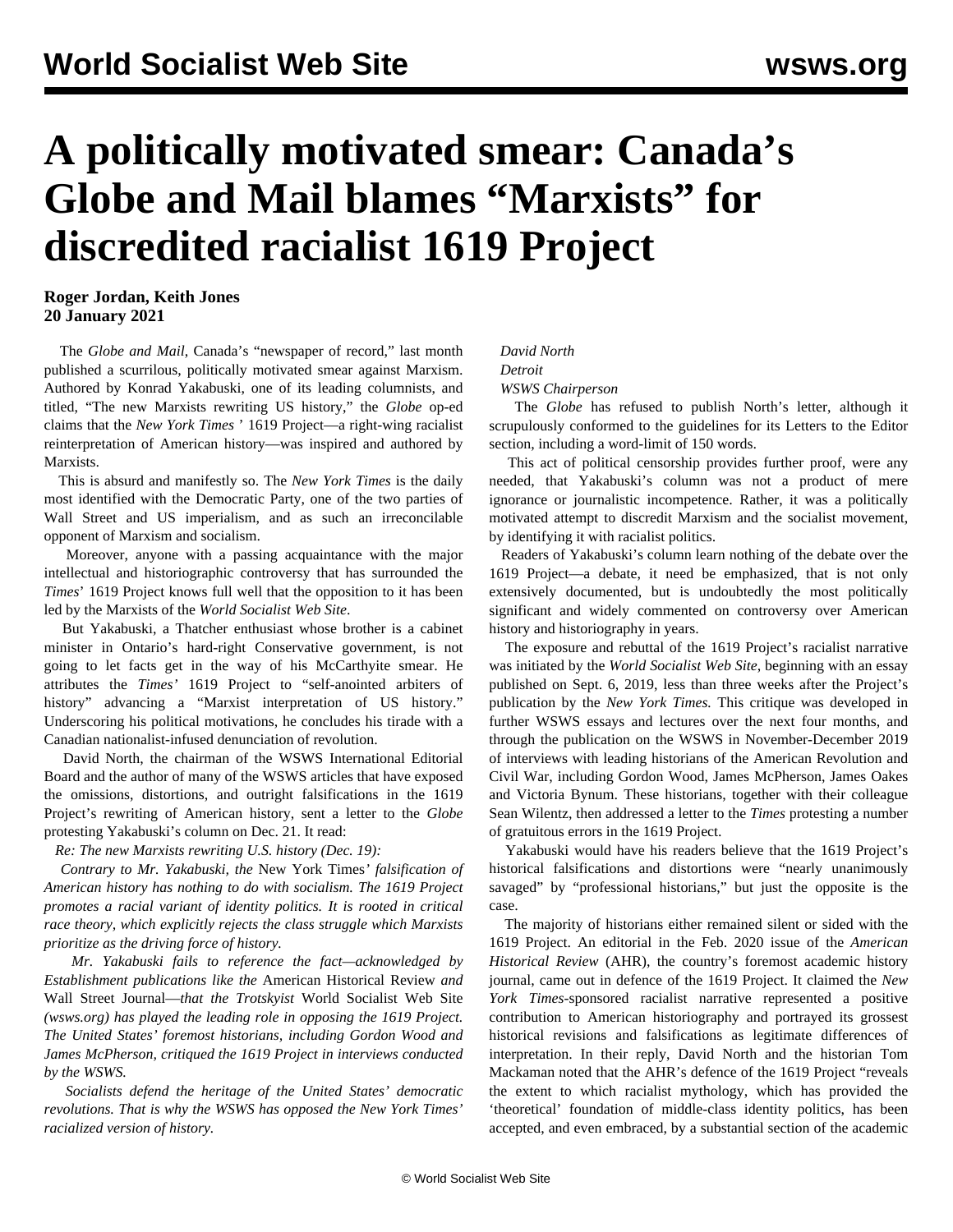# A politically motivated smear: Canada's Globe and Mail blames "Marxists" for discredited racialist 1619 Project

**Roger Jordan, Keith Jones**
**20 January 2021**

The *Globe and Mail*, Canada's "newspaper of record," last month published a scurrilous, politically motivated smear against Marxism. Authored by Konrad Yakabuski, one of its leading columnists, and titled, "The new Marxists rewriting US history," the *Globe* op-ed claims that the *New York Times* ' 1619 Project—a right-wing racialist reinterpretation of American history—was inspired and authored by Marxists.

This is absurd and manifestly so. The *New York Times* is the daily most identified with the Democratic Party, one of the two parties of Wall Street and US imperialism, and as such an irreconcilable opponent of Marxism and socialism.

Moreover, anyone with a passing acquaintance with the major intellectual and historiographic controversy that has surrounded the *Times*' 1619 Project knows full well that the opposition to it has been led by the Marxists of the *World Socialist Web Site*.

But Yakabuski, a Thatcher enthusiast whose brother is a cabinet minister in Ontario's hard-right Conservative government, is not going to let facts get in the way of his McCarthyite smear. He attributes the *Times'* 1619 Project to "self-anointed arbiters of history" advancing a "Marxist interpretation of US history." Underscoring his political motivations, he concludes his tirade with a Canadian nationalist-infused denunciation of revolution.

David North, the chairman of the WSWS International Editorial Board and the author of many of the WSWS articles that have exposed the omissions, distortions, and outright falsifications in the 1619 Project's rewriting of American history, sent a letter to the *Globe* protesting Yakabuski's column on Dec. 21. It read:

*Re: The new Marxists rewriting U.S. history (Dec. 19):*

*Contrary to Mr. Yakabuski, the* New York Times*' falsification of American history has nothing to do with socialism. The 1619 Project promotes a racial variant of identity politics. It is rooted in critical race theory, which explicitly rejects the class struggle which Marxists prioritize as the driving force of history.*

*Mr. Yakabuski fails to reference the fact—acknowledged by Establishment publications like the* American Historical Review *and* Wall Street Journal*—that the Trotskyist* World Socialist Web Site *(wsws.org) has played the leading role in opposing the 1619 Project. The United States' foremost historians, including Gordon Wood and James McPherson, critiqued the 1619 Project in interviews conducted by the WSWS.*

*Socialists defend the heritage of the United States' democratic revolutions. That is why the WSWS has opposed the New York Times' racialized version of history.*

*David North*
*Detroit*
*WSWS Chairperson*

The *Globe* has refused to publish North's letter, although it scrupulously conformed to the guidelines for its Letters to the Editor section, including a word-limit of 150 words.

This act of political censorship provides further proof, were any needed, that Yakabuski's column was not a product of mere ignorance or journalistic incompetence. Rather, it was a politically motivated attempt to discredit Marxism and the socialist movement, by identifying it with racialist politics.

Readers of Yakabuski's column learn nothing of the debate over the 1619 Project—a debate, it need be emphasized, that is not only extensively documented, but is undoubtedly the most politically significant and widely commented on controversy over American history and historiography in years.

The exposure and rebuttal of the 1619 Project's racialist narrative was initiated by the *World Socialist Web Site*, beginning with an essay published on Sept. 6, 2019, less than three weeks after the Project's publication by the *New York Times.* This critique was developed in further WSWS essays and lectures over the next four months, and through the publication on the WSWS in November-December 2019 of interviews with leading historians of the American Revolution and Civil War, including Gordon Wood, James McPherson, James Oakes and Victoria Bynum. These historians, together with their colleague Sean Wilentz, then addressed a letter to the *Times* protesting a number of gratuitous errors in the 1619 Project.

Yakabuski would have his readers believe that the 1619 Project's historical falsifications and distortions were "nearly unanimously savaged" by "professional historians," but just the opposite is the case.

The majority of historians either remained silent or sided with the 1619 Project. An editorial in the Feb. 2020 issue of the *American Historical Review* (AHR), the country's foremost academic history journal, came out in defence of the 1619 Project. It claimed the *New York Times*-sponsored racialist narrative represented a positive contribution to American historiography and portrayed its grossest historical revisions and falsifications as legitimate differences of interpretation. In their reply, David North and the historian Tom Mackaman noted that the AHR's defence of the 1619 Project "reveals the extent to which racialist mythology, which has provided the 'theoretical' foundation of middle-class identity politics, has been accepted, and even embraced, by a substantial section of the academic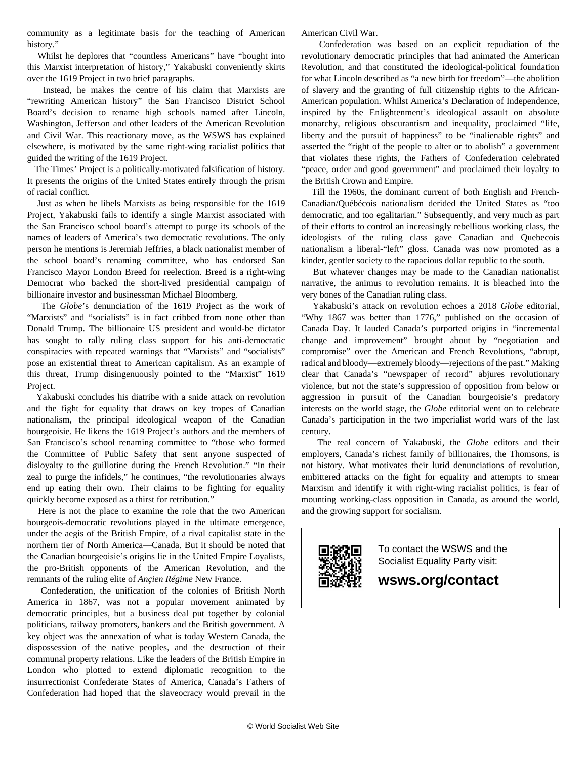community as a legitimate basis for the teaching of American history."

Whilst he deplores that "countless Americans" have "bought into this Marxist interpretation of history," Yakabuski conveniently skirts over the 1619 Project in two brief paragraphs.

Instead, he makes the centre of his claim that Marxists are "rewriting American history" the San Francisco District School Board's decision to rename high schools named after Lincoln, Washington, Jefferson and other leaders of the American Revolution and Civil War. This reactionary move, as the WSWS has explained elsewhere, is motivated by the same right-wing racialist politics that guided the writing of the 1619 Project.

The Times' Project is a politically-motivated falsification of history. It presents the origins of the United States entirely through the prism of racial conflict.

Just as when he libels Marxists as being responsible for the 1619 Project, Yakabuski fails to identify a single Marxist associated with the San Francisco school board's attempt to purge its schools of the names of leaders of America's two democratic revolutions. The only person he mentions is Jeremiah Jeffries, a black nationalist member of the school board's renaming committee, who has endorsed San Francisco Mayor London Breed for reelection. Breed is a right-wing Democrat who backed the short-lived presidential campaign of billionaire investor and businessman Michael Bloomberg.

The *Globe*'s denunciation of the 1619 Project as the work of "Marxists" and "socialists" is in fact cribbed from none other than Donald Trump. The billionaire US president and would-be dictator has sought to rally ruling class support for his anti-democratic conspiracies with repeated warnings that "Marxists" and "socialists" pose an existential threat to American capitalism. As an example of this threat, Trump disingenuously pointed to the "Marxist" 1619 Project.

Yakabuski concludes his diatribe with a snide attack on revolution and the fight for equality that draws on key tropes of Canadian nationalism, the principal ideological weapon of the Canadian bourgeoisie. He likens the 1619 Project's authors and the members of San Francisco's school renaming committee to "those who formed the Committee of Public Safety that sent anyone suspected of disloyalty to the guillotine during the French Revolution." "In their zeal to purge the infidels," he continues, "the revolutionaries always end up eating their own. Their claims to be fighting for equality quickly become exposed as a thirst for retribution."

Here is not the place to examine the role that the two American bourgeois-democratic revolutions played in the ultimate emergence, under the aegis of the British Empire, of a rival capitalist state in the northern tier of North America—Canada. But it should be noted that the Canadian bourgeoisie's origins lie in the United Empire Loyalists, the pro-British opponents of the American Revolution, and the remnants of the ruling elite of *Ançien Régime* New France.

Confederation, the unification of the colonies of British North America in 1867, was not a popular movement animated by democratic principles, but a business deal put together by colonial politicians, railway promoters, bankers and the British government. A key object was the annexation of what is today Western Canada, the dispossession of the native peoples, and the destruction of their communal property relations. Like the leaders of the British Empire in London who plotted to extend diplomatic recognition to the insurrectionist Confederate States of America, Canada's Fathers of Confederation had hoped that the slaveocracy would prevail in the American Civil War.

Confederation was based on an explicit repudiation of the revolutionary democratic principles that had animated the American Revolution, and that constituted the ideological-political foundation for what Lincoln described as "a new birth for freedom"—the abolition of slavery and the granting of full citizenship rights to the African-American population. Whilst America's Declaration of Independence, inspired by the Enlightenment's ideological assault on absolute monarchy, religious obscurantism and inequality, proclaimed "life, liberty and the pursuit of happiness" to be "inalienable rights" and asserted the "right of the people to alter or to abolish" a government that violates these rights, the Fathers of Confederation celebrated "peace, order and good government" and proclaimed their loyalty to the British Crown and Empire.

Till the 1960s, the dominant current of both English and French-Canadian/Québécois nationalism derided the United States as "too democratic, and too egalitarian." Subsequently, and very much as part of their efforts to control an increasingly rebellious working class, the ideologists of the ruling class gave Canadian and Quebecois nationalism a liberal-"left" gloss. Canada was now promoted as a kinder, gentler society to the rapacious dollar republic to the south.

But whatever changes may be made to the Canadian nationalist narrative, the animus to revolution remains. It is bleached into the very bones of the Canadian ruling class.

Yakabuski's attack on revolution echoes a 2018 *Globe* editorial, "Why 1867 was better than 1776," published on the occasion of Canada Day. It lauded Canada's purported origins in "incremental change and improvement" brought about by "negotiation and compromise" over the American and French Revolutions, "abrupt, radical and bloody—extremely bloody—rejections of the past." Making clear that Canada's "newspaper of record" abjures revolutionary violence, but not the state's suppression of opposition from below or aggression in pursuit of the Canadian bourgeoisie's predatory interests on the world stage, the *Globe* editorial went on to celebrate Canada's participation in the two imperialist world wars of the last century.

The real concern of Yakabuski, the *Globe* editors and their employers, Canada's richest family of billionaires, the Thomsons, is not history. What motivates their lurid denunciations of revolution, embittered attacks on the fight for equality and attempts to smear Marxism and identify it with right-wing racialist politics, is fear of mounting working-class opposition in Canada, as around the world, and the growing support for socialism.

To contact the WSWS and the Socialist Equality Party visit:

**wsws.org/contact**